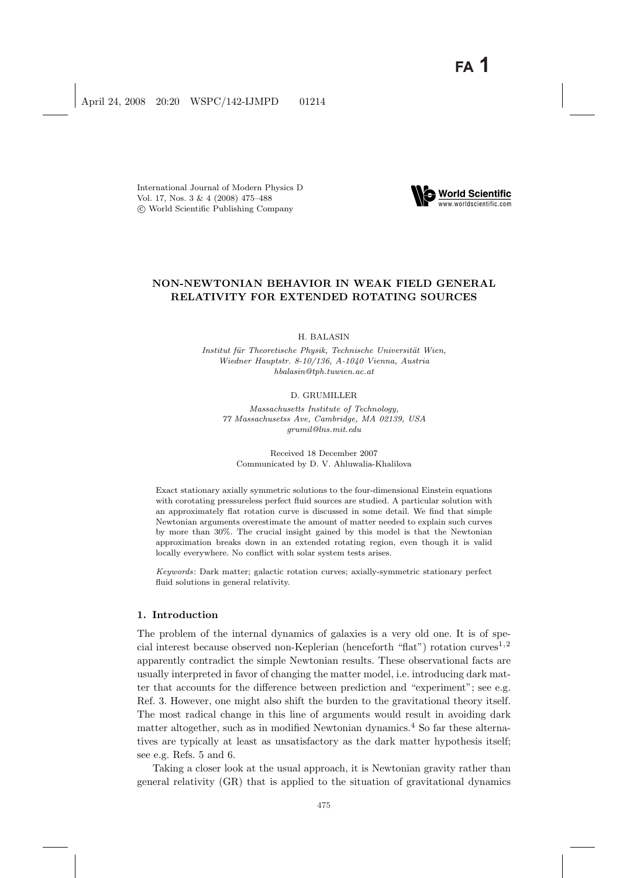# NON-NEWTONIAN BEHAVIOR IN WEAK FIELD GENERAL RELATIVITY FOR EXTENDED ROTATING SOURCES

H. BALASIN

*Institut für Theoretische Physik, Technische Universität Wien,*
*Wiedner Hauptstr. 8-10/136, A-1040 Vienna, Austria*
*hbalasin@tph.tuwien.ac.at*

D. GRUMILLER

*Massachusetts Institute of Technology,*
*77 Massachusetss Ave, Cambridge, MA 02139, USA*
*grumil@lns.mit.edu*

Received 18 December 2007
Communicated by D. V. Ahluwalia-Khalilova

Exact stationary axially symmetric solutions to the four-dimensional Einstein equations with corotating pressureless perfect fluid sources are studied. A particular solution with an approximately flat rotation curve is discussed in some detail. We find that simple Newtonian arguments overestimate the amount of matter needed to explain such curves by more than 30%. The crucial insight gained by this model is that the Newtonian approximation breaks down in an extended rotating region, even though it is valid locally everywhere. No conflict with solar system tests arises.

*Keywords*: Dark matter; galactic rotation curves; axially-symmetric stationary perfect fluid solutions in general relativity.

## 1. Introduction

The problem of the internal dynamics of galaxies is a very old one. It is of special interest because observed non-Keplerian (henceforth "flat") rotation curves[1,2] apparently contradict the simple Newtonian results. These observational facts are usually interpreted in favor of changing the matter model, i.e. introducing dark matter that accounts for the difference between prediction and "experiment"; see e.g. Ref. 3. However, one might also shift the burden to the gravitational theory itself. The most radical change in this line of arguments would result in avoiding dark matter altogether, such as in modified Newtonian dynamics.[4] So far these alternatives are typically at least as unsatisfactory as the dark matter hypothesis itself; see e.g. Refs. 5 and 6.

Taking a closer look at the usual approach, it is Newtonian gravity rather than general relativity (GR) that is applied to the situation of gravitational dynamics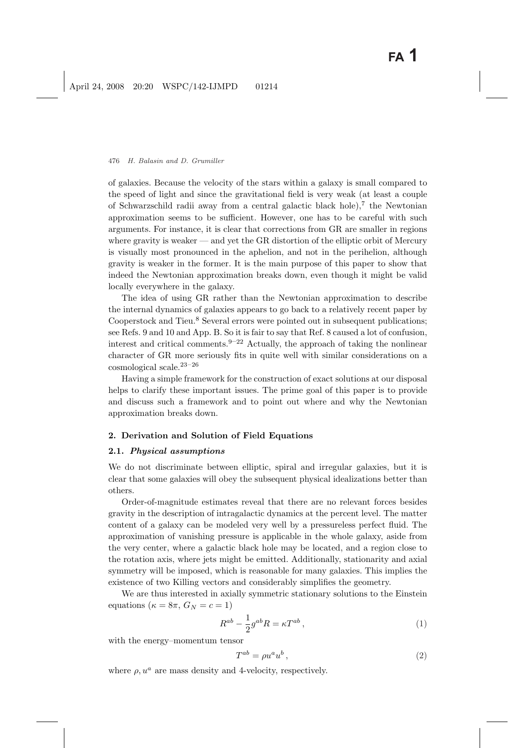of galaxies. Because the velocity of the stars within a galaxy is small compared to the speed of light and since the gravitational field is very weak (at least a couple of Schwarzschild radii away from a central galactic black hole),[7] the Newtonian approximation seems to be sufficient. However, one has to be careful with such arguments. For instance, it is clear that corrections from GR are smaller in regions where gravity is weaker — and yet the GR distortion of the elliptic orbit of Mercury is visually most pronounced in the aphelion, and not in the perihelion, although gravity is weaker in the former. It is the main purpose of this paper to show that indeed the Newtonian approximation breaks down, even though it might be valid locally everywhere in the galaxy.

The idea of using GR rather than the Newtonian approximation to describe the internal dynamics of galaxies appears to go back to a relatively recent paper by Cooperstock and Tieu.[8] Several errors were pointed out in subsequent publications; see Refs. 9 and 10 and App. B. So it is fair to say that Ref. 8 caused a lot of confusion, interest and critical comments.[9–22] Actually, the approach of taking the nonlinear character of GR more seriously fits in quite well with similar considerations on a cosmological scale.[23–26]

Having a simple framework for the construction of exact solutions at our disposal helps to clarify these important issues. The prime goal of this paper is to provide and discuss such a framework and to point out where and why the Newtonian approximation breaks down.

## 2. Derivation and Solution of Field Equations

### 2.1. *Physical assumptions*

We do not discriminate between elliptic, spiral and irregular galaxies, but it is clear that some galaxies will obey the subsequent physical idealizations better than others.

Order-of-magnitude estimates reveal that there are no relevant forces besides gravity in the description of intragalactic dynamics at the percent level. The matter content of a galaxy can be modeled very well by a pressureless perfect fluid. The approximation of vanishing pressure is applicable in the whole galaxy, aside from the very center, where a galactic black hole may be located, and a region close to the rotation axis, where jets might be emitted. Additionally, stationarity and axial symmetry will be imposed, which is reasonable for many galaxies. This implies the existence of two Killing vectors and considerably simplifies the geometry.

We are thus interested in axially symmetric stationary solutions to the Einstein equations ($\kappa = 8\pi$, $G_N = c = 1$)

$$R^{ab} - \frac{1}{2} g^{ab} R = \kappa T^{ab} \,, \tag{1}$$

with the energy–momentum tensor

$$T^{ab} = \rho u^a u^b \,, \tag{2}$$

where $\rho, u^a$ are mass density and 4-velocity, respectively.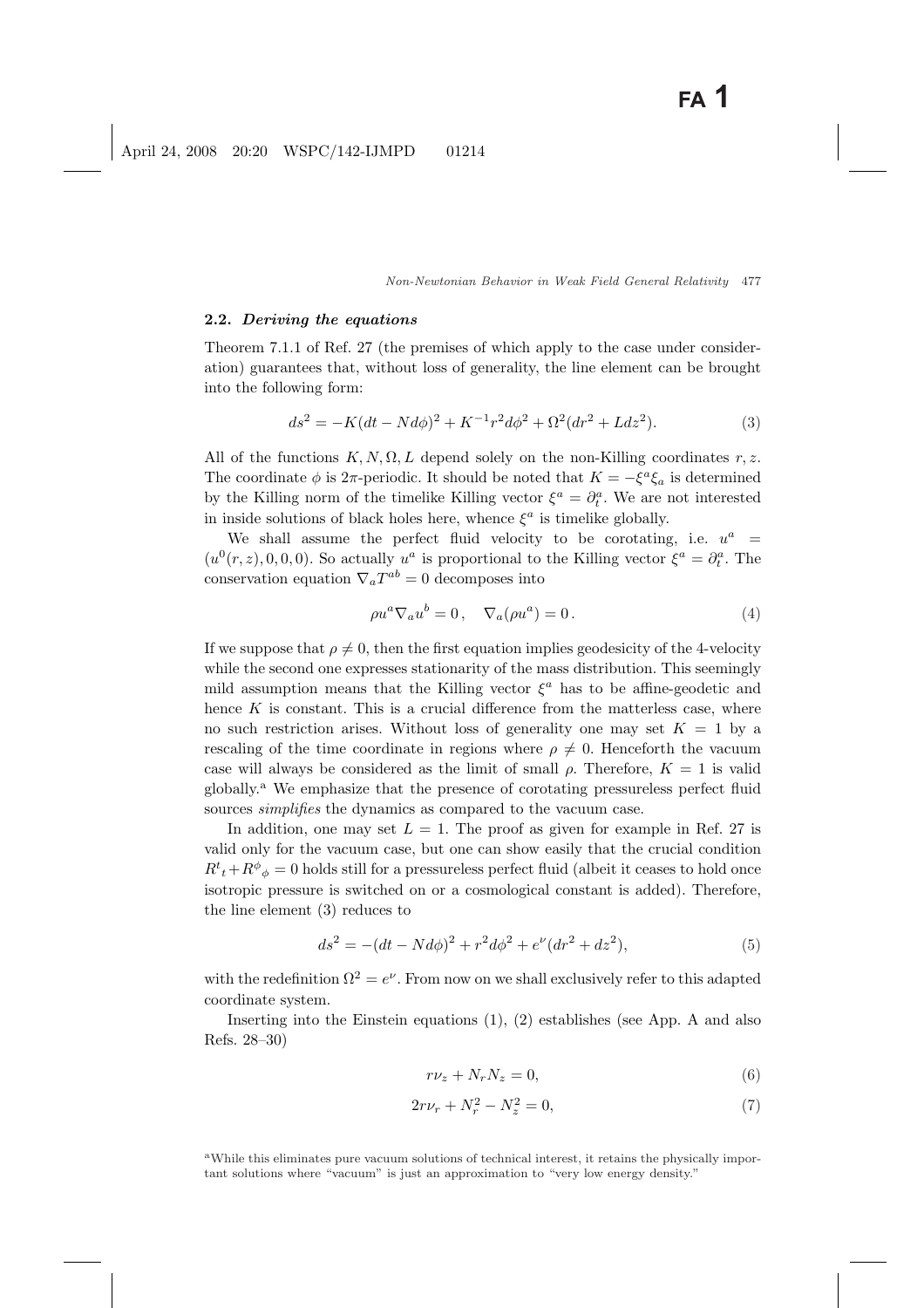### 2.2. *Deriving the equations*

Theorem 7.1.1 of Ref. 27 (the premises of which apply to the case under consideration) guarantees that, without loss of generality, the line element can be brought into the following form:

$$ds^2 = -K(dt - Nd\phi)^2 + K^{-1}r^2 d\phi^2 + \Omega^2(dr^2 + Ldz^2). \tag{3}$$

All of the functions $K, N, \Omega, L$ depend solely on the non-Killing coordinates $r, z$. The coordinate $\phi$ is $2\pi$-periodic. It should be noted that $K = -\xi^a \xi_a$ is determined by the Killing norm of the timelike Killing vector $\xi^a = \partial_t^a$. We are not interested in inside solutions of black holes here, whence $\xi^a$ is timelike globally.

We shall assume the perfect fluid velocity to be corotating, i.e. $u^a = (u^0(r,z), 0, 0, 0)$. So actually $u^a$ is proportional to the Killing vector $\xi^a = \partial_t^a$. The conservation equation $\nabla_a T^{ab} = 0$ decomposes into

$$\rho u^a \nabla_a u^b = 0\,, \quad \nabla_a(\rho u^a) = 0\,. \tag{4}$$

If we suppose that $\rho \neq 0$, then the first equation implies geodesicity of the 4-velocity while the second one expresses stationarity of the mass distribution. This seemingly mild assumption means that the Killing vector $\xi^a$ has to be affine-geodetic and hence $K$ is constant. This is a crucial difference from the matterless case, where no such restriction arises. Without loss of generality one may set $K = 1$ by a rescaling of the time coordinate in regions where $\rho \neq 0$. Henceforth the vacuum case will always be considered as the limit of small $\rho$. Therefore, $K = 1$ is valid globally.[a] We emphasize that the presence of corotating pressureless perfect fluid sources *simplifies* the dynamics as compared to the vacuum case.

In addition, one may set $L = 1$. The proof as given for example in Ref. 27 is valid only for the vacuum case, but one can show easily that the crucial condition $R^t{}_t + R^\phi{}_\phi = 0$ holds still for a pressureless perfect fluid (albeit it ceases to hold once isotropic pressure is switched on or a cosmological constant is added). Therefore, the line element (3) reduces to

$$ds^2 = -(dt - Nd\phi)^2 + r^2 d\phi^2 + e^\nu(dr^2 + dz^2), \tag{5}$$

with the redefinition $\Omega^2 = e^\nu$. From now on we shall exclusively refer to this adapted coordinate system.

Inserting into the Einstein equations (1), (2) establishes (see App. A and also Refs. 28–30)

$$r\nu_z + N_r N_z = 0, \tag{6}$$

$$2r\nu_r + N_r^2 - N_z^2 = 0, \tag{7}$$

[a]While this eliminates pure vacuum solutions of technical interest, it retains the physically important solutions where "vacuum" is just an approximation to "very low energy density."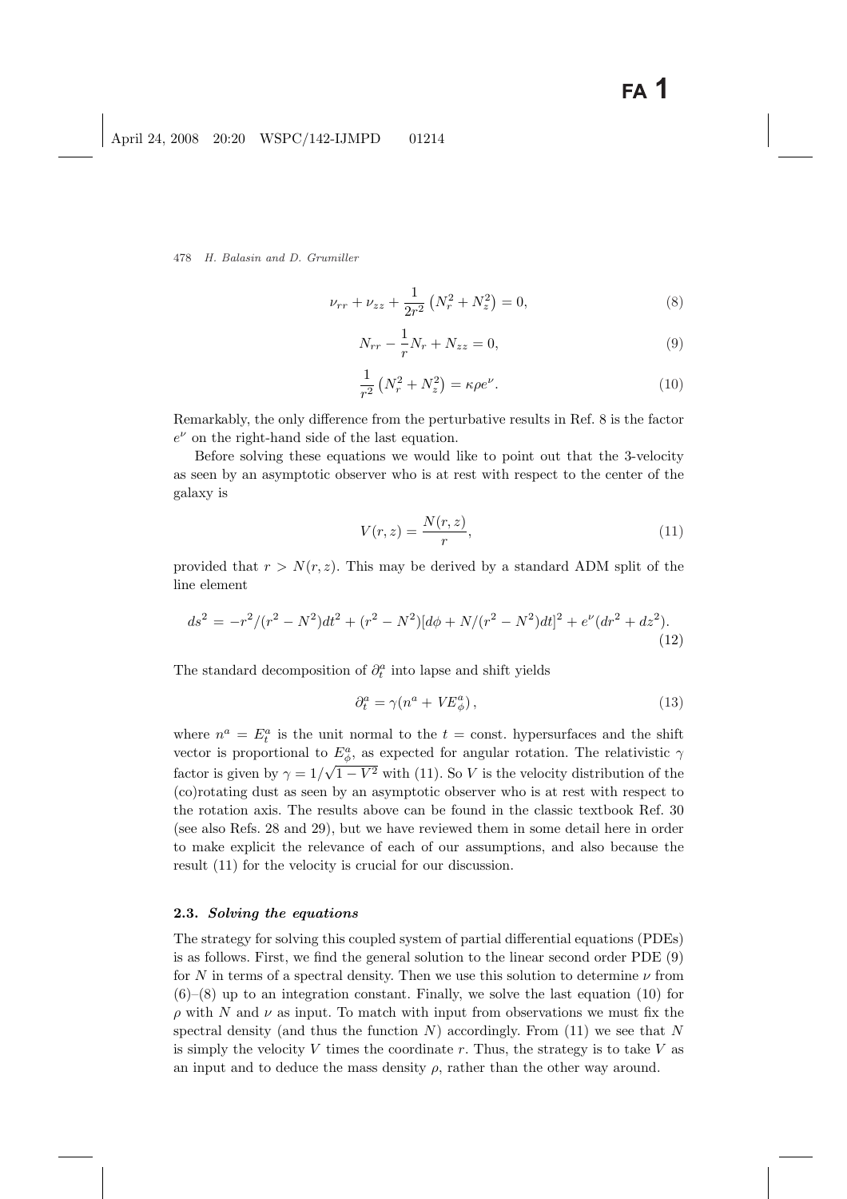$$\nu_{rr} + \nu_{zz} + \frac{1}{2r^2}\left(N_r^2 + N_z^2\right) = 0, \tag{8}$$

$$N_{rr} - \frac{1}{r}N_r + N_{zz} = 0, \tag{9}$$

$$\frac{1}{r^2}\left(N_r^2 + N_z^2\right) = \kappa\rho e^{\nu}. \tag{10}$$

Remarkably, the only difference from the perturbative results in Ref. 8 is the factor $e^{\nu}$ on the right-hand side of the last equation.

Before solving these equations we would like to point out that the 3-velocity as seen by an asymptotic observer who is at rest with respect to the center of the galaxy is

$$V(r,z) = \frac{N(r,z)}{r}, \tag{11}$$

provided that $r > N(r,z)$. This may be derived by a standard ADM split of the line element

$$ds^2 = -r^2/(r^2 - N^2)dt^2 + (r^2 - N^2)[d\phi + N/(r^2 - N^2)dt]^2 + e^{\nu}(dr^2 + dz^2). \tag{12}$$

The standard decomposition of $\partial_t^a$ into lapse and shift yields

$$\partial_t^a = \gamma(n^a + VE_\phi^a)\,, \tag{13}$$

where $n^a = E_t^a$ is the unit normal to the $t =$ const. hypersurfaces and the shift vector is proportional to $E_\phi^a$, as expected for angular rotation. The relativistic $\gamma$ factor is given by $\gamma = 1/\sqrt{1 - V^2}$ with (11). So $V$ is the velocity distribution of the (co)rotating dust as seen by an asymptotic observer who is at rest with respect to the rotation axis. The results above can be found in the classic textbook Ref. 30 (see also Refs. 28 and 29), but we have reviewed them in some detail here in order to make explicit the relevance of each of our assumptions, and also because the result (11) for the velocity is crucial for our discussion.

### 2.3. *Solving the equations*

The strategy for solving this coupled system of partial differential equations (PDEs) is as follows. First, we find the general solution to the linear second order PDE (9) for $N$ in terms of a spectral density. Then we use this solution to determine $\nu$ from (6)–(8) up to an integration constant. Finally, we solve the last equation (10) for $\rho$ with $N$ and $\nu$ as input. To match with input from observations we must fix the spectral density (and thus the function $N$) accordingly. From (11) we see that $N$ is simply the velocity $V$ times the coordinate $r$. Thus, the strategy is to take $V$ as an input and to deduce the mass density $\rho$, rather than the other way around.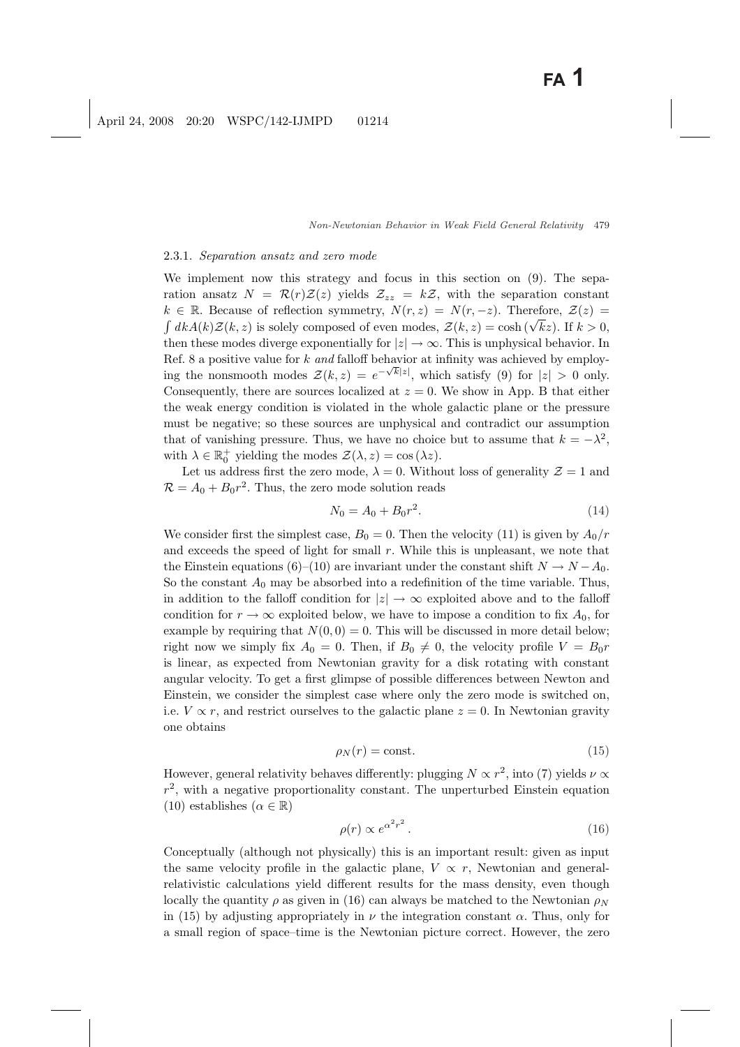#### 2.3.1. *Separation ansatz and zero mode*

We implement now this strategy and focus in this section on (9). The separation ansatz $N = \mathcal{R}(r)\mathcal{Z}(z)$ yields $\mathcal{Z}_{zz} = k\mathcal{Z}$, with the separation constant $k \in \mathbb{R}$. Because of reflection symmetry, $N(r,z) = N(r,-z)$. Therefore, $\mathcal{Z}(z) = \int dk A(k)\mathcal{Z}(k,z)$ is solely composed of even modes, $\mathcal{Z}(k,z) = \cosh(\sqrt{k}z)$. If $k > 0$, then these modes diverge exponentially for $|z| \to \infty$. This is unphysical behavior. In Ref. 8 a positive value for $k$ *and* falloff behavior at infinity was achieved by employing the nonsmooth modes $\mathcal{Z}(k,z) = e^{-\sqrt{k}|z|}$, which satisfy (9) for $|z| > 0$ only. Consequently, there are sources localized at $z = 0$. We show in App. B that either the weak energy condition is violated in the whole galactic plane or the pressure must be negative; so these sources are unphysical and contradict our assumption that of vanishing pressure. Thus, we have no choice but to assume that $k = -\lambda^2$, with $\lambda \in \mathbb{R}_0^+$ yielding the modes $\mathcal{Z}(\lambda, z) = \cos(\lambda z)$.

Let us address first the zero mode, $\lambda = 0$. Without loss of generality $\mathcal{Z} = 1$ and $\mathcal{R} = A_0 + B_0 r^2$. Thus, the zero mode solution reads

$$N_0 = A_0 + B_0 r^2. \tag{14}$$

We consider first the simplest case, $B_0 = 0$. Then the velocity (11) is given by $A_0/r$ and exceeds the speed of light for small $r$. While this is unpleasant, we note that the Einstein equations (6)–(10) are invariant under the constant shift $N \to N - A_0$. So the constant $A_0$ may be absorbed into a redefinition of the time variable. Thus, in addition to the falloff condition for $|z| \to \infty$ exploited above and to the falloff condition for $r \to \infty$ exploited below, we have to impose a condition to fix $A_0$, for example by requiring that $N(0,0) = 0$. This will be discussed in more detail below; right now we simply fix $A_0 = 0$. Then, if $B_0 \neq 0$, the velocity profile $V = B_0 r$ is linear, as expected from Newtonian gravity for a disk rotating with constant angular velocity. To get a first glimpse of possible differences between Newton and Einstein, we consider the simplest case where only the zero mode is switched on, i.e. $V \propto r$, and restrict ourselves to the galactic plane $z = 0$. In Newtonian gravity one obtains

$$\rho_N(r) = \text{const.} \tag{15}$$

However, general relativity behaves differently: plugging $N \propto r^2$, into (7) yields $\nu \propto r^2$, with a negative proportionality constant. The unperturbed Einstein equation (10) establishes ($\alpha \in \mathbb{R}$)

$$\rho(r) \propto e^{\alpha^2 r^2}. \tag{16}$$

Conceptually (although not physically) this is an important result: given as input the same velocity profile in the galactic plane, $V \propto r$, Newtonian and general-relativistic calculations yield different results for the mass density, even though locally the quantity $\rho$ as given in (16) can always be matched to the Newtonian $\rho_N$ in (15) by adjusting appropriately in $\nu$ the integration constant $\alpha$. Thus, only for a small region of space–time is the Newtonian picture correct. However, the zero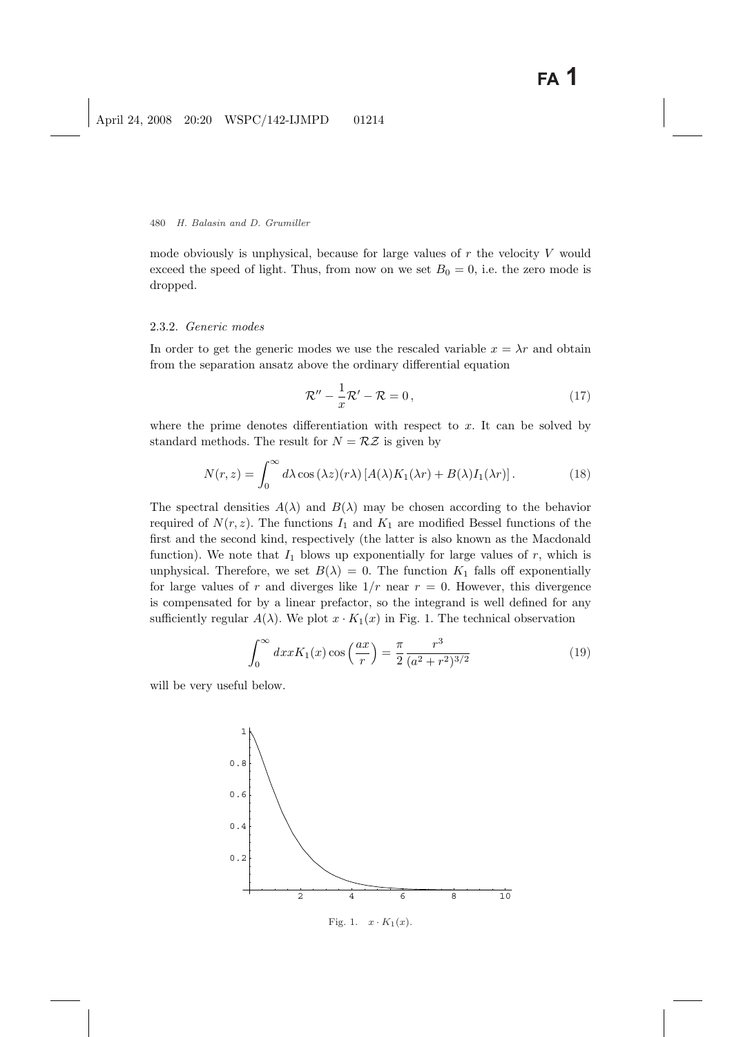mode obviously is unphysical, because for large values of $r$ the velocity $V$ would exceed the speed of light. Thus, from now on we set $B_0 = 0$, i.e. the zero mode is dropped.

#### 2.3.2. *Generic modes*

In order to get the generic modes we use the rescaled variable $x = \lambda r$ and obtain from the separation ansatz above the ordinary differential equation

$$\mathcal{R}'' - \frac{1}{x}\mathcal{R}' - \mathcal{R} = 0\,, \tag{17}$$

where the prime denotes differentiation with respect to $x$. It can be solved by standard methods. The result for $N = \mathcal{R}\mathcal{Z}$ is given by

$$N(r,z) = \int_0^\infty d\lambda \cos(\lambda z)(r\lambda)\left[A(\lambda)K_1(\lambda r) + B(\lambda)I_1(\lambda r)\right]. \tag{18}$$

The spectral densities $A(\lambda)$ and $B(\lambda)$ may be chosen according to the behavior required of $N(r,z)$. The functions $I_1$ and $K_1$ are modified Bessel functions of the first and the second kind, respectively (the latter is also known as the Macdonald function). We note that $I_1$ blows up exponentially for large values of $r$, which is unphysical. Therefore, we set $B(\lambda) = 0$. The function $K_1$ falls off exponentially for large values of $r$ and diverges like $1/r$ near $r = 0$. However, this divergence is compensated for by a linear prefactor, so the integrand is well defined for any sufficiently regular $A(\lambda)$. We plot $x \cdot K_1(x)$ in Fig. 1. The technical observation

$$\int_0^\infty dx x K_1(x) \cos\left(\frac{ax}{r}\right) = \frac{\pi}{2}\frac{r^3}{(a^2+r^2)^{3/2}} \tag{19}$$

will be very useful below.

Fig. 1. $x \cdot K_1(x)$.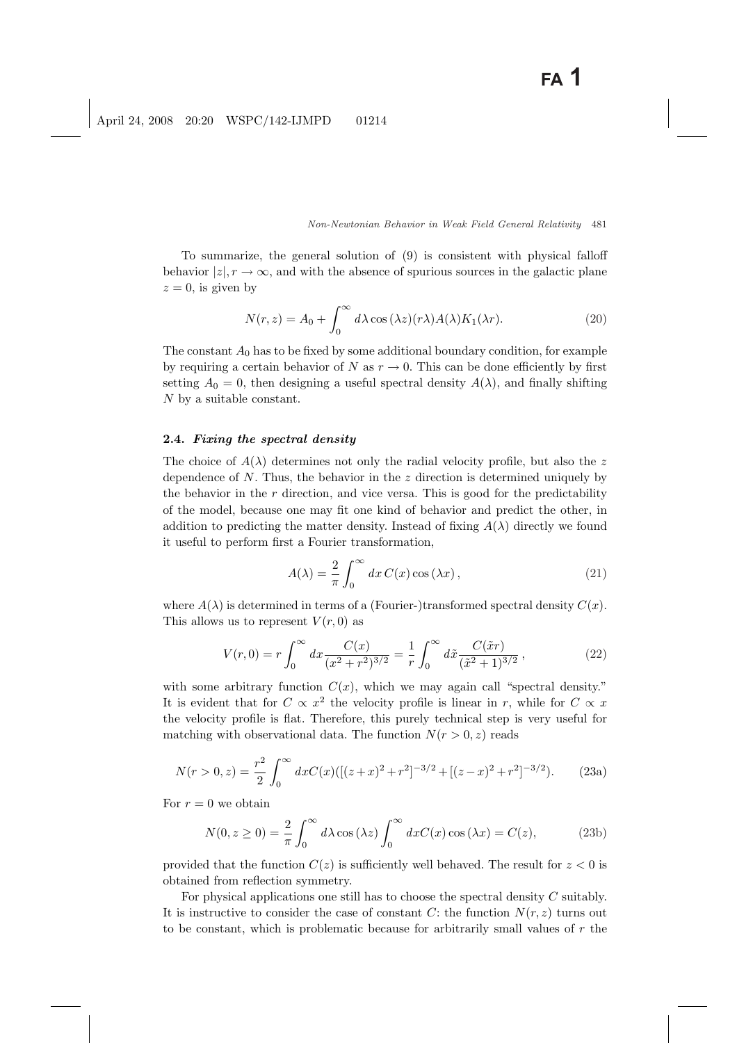To summarize, the general solution of (9) is consistent with physical falloff behavior $|z|, r \to \infty$, and with the absence of spurious sources in the galactic plane $z = 0$, is given by

$$N(r, z) = A_0 + \int_0^\infty d\lambda \cos(\lambda z)(r\lambda)A(\lambda)K_1(\lambda r). \tag{20}$$

The constant $A_0$ has to be fixed by some additional boundary condition, for example by requiring a certain behavior of $N$ as $r \to 0$. This can be done efficiently by first setting $A_0 = 0$, then designing a useful spectral density $A(\lambda)$, and finally shifting $N$ by a suitable constant.

### 2.4. *Fixing the spectral density*

The choice of $A(\lambda)$ determines not only the radial velocity profile, but also the $z$ dependence of $N$. Thus, the behavior in the $z$ direction is determined uniquely by the behavior in the $r$ direction, and vice versa. This is good for the predictability of the model, because one may fit one kind of behavior and predict the other, in addition to predicting the matter density. Instead of fixing $A(\lambda)$ directly we found it useful to perform first a Fourier transformation,

$$A(\lambda) = \frac{2}{\pi}\int_0^\infty dx\, C(x)\cos(\lambda x), \tag{21}$$

where $A(\lambda)$ is determined in terms of a (Fourier-)transformed spectral density $C(x)$. This allows us to represent $V(r, 0)$ as

$$V(r, 0) = r\int_0^\infty dx \frac{C(x)}{(x^2 + r^2)^{3/2}} = \frac{1}{r}\int_0^\infty d\tilde{x} \frac{C(\tilde{x}r)}{(\tilde{x}^2 + 1)^{3/2}}, \tag{22}$$

with some arbitrary function $C(x)$, which we may again call "spectral density." It is evident that for $C \propto x^2$ the velocity profile is linear in $r$, while for $C \propto x$ the velocity profile is flat. Therefore, this purely technical step is very useful for matching with observational data. The function $N(r > 0, z)$ reads

$$N(r > 0, z) = \frac{r^2}{2}\int_0^\infty dx C(x)([(z + x)^2 + r^2]^{-3/2} + [(z - x)^2 + r^2]^{-3/2}). \tag{23a}$$

For $r = 0$ we obtain

$$N(0, z \geq 0) = \frac{2}{\pi}\int_0^\infty d\lambda \cos(\lambda z)\int_0^\infty dx C(x)\cos(\lambda x) = C(z), \tag{23b}$$

provided that the function $C(z)$ is sufficiently well behaved. The result for $z < 0$ is obtained from reflection symmetry.

For physical applications one still has to choose the spectral density $C$ suitably. It is instructive to consider the case of constant $C$: the function $N(r, z)$ turns out to be constant, which is problematic because for arbitrarily small values of $r$ the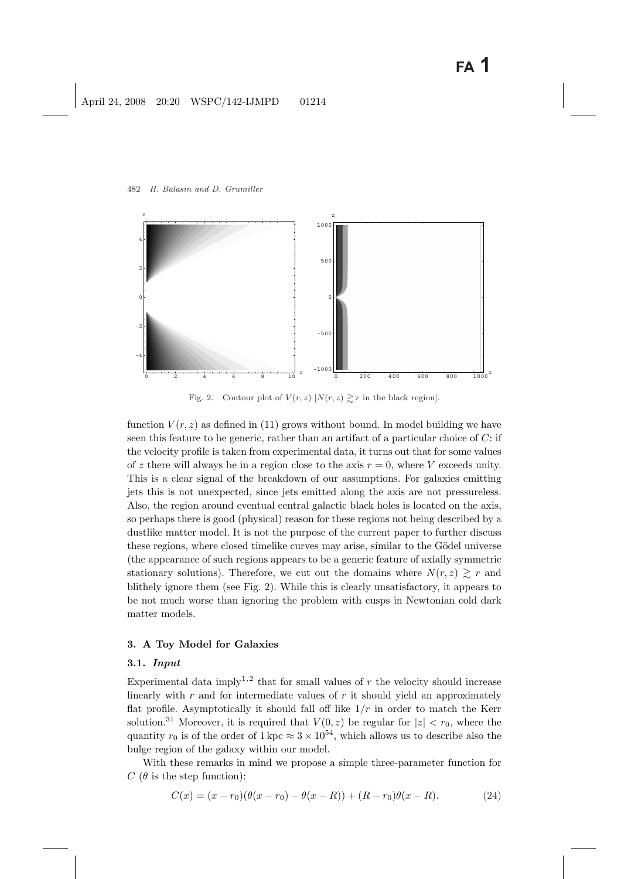Fig. 2. Contour plot of $V(r,z)$ [$N(r,z) \gtrsim r$ in the black region].

function $V(r,z)$ as defined in (11) grows without bound. In model building we have seen this feature to be generic, rather than an artifact of a particular choice of $C$: if the velocity profile is taken from experimental data, it turns out that for some values of $z$ there will always be in a region close to the axis $r=0$, where $V$ exceeds unity. This is a clear signal of the breakdown of our assumptions. For galaxies emitting jets this is not unexpected, since jets emitted along the axis are not pressureless. Also, the region around eventual central galactic black holes is located on the axis, so perhaps there is good (physical) reason for these regions not being described by a dustlike matter model. It is not the purpose of the current paper to further discuss these regions, where closed timelike curves may arise, similar to the Gödel universe (the appearance of such regions appears to be a generic feature of axially symmetric stationary solutions). Therefore, we cut out the domains where $N(r,z) \gtrsim r$ and blithely ignore them (see Fig. 2). While this is clearly unsatisfactory, it appears to be not much worse than ignoring the problem with cusps in Newtonian cold dark matter models.

## 3. A Toy Model for Galaxies

### 3.1. *Input*

Experimental data imply[1,2] that for small values of $r$ the velocity should increase linearly with $r$ and for intermediate values of $r$ it should yield an approximately flat profile. Asymptotically it should fall off like $1/r$ in order to match the Kerr solution.[31] Moreover, it is required that $V(0,z)$ be regular for $|z| < r_0$, where the quantity $r_0$ is of the order of $1\,\text{kpc} \approx 3 \times 10^{54}$, which allows us to describe also the bulge region of the galaxy within our model.

With these remarks in mind we propose a simple three-parameter function for $C$ ($\theta$ is the step function):

$$C(x) = (x - r_0)(\theta(x - r_0) - \theta(x - R)) + (R - r_0)\theta(x - R). \tag{24}$$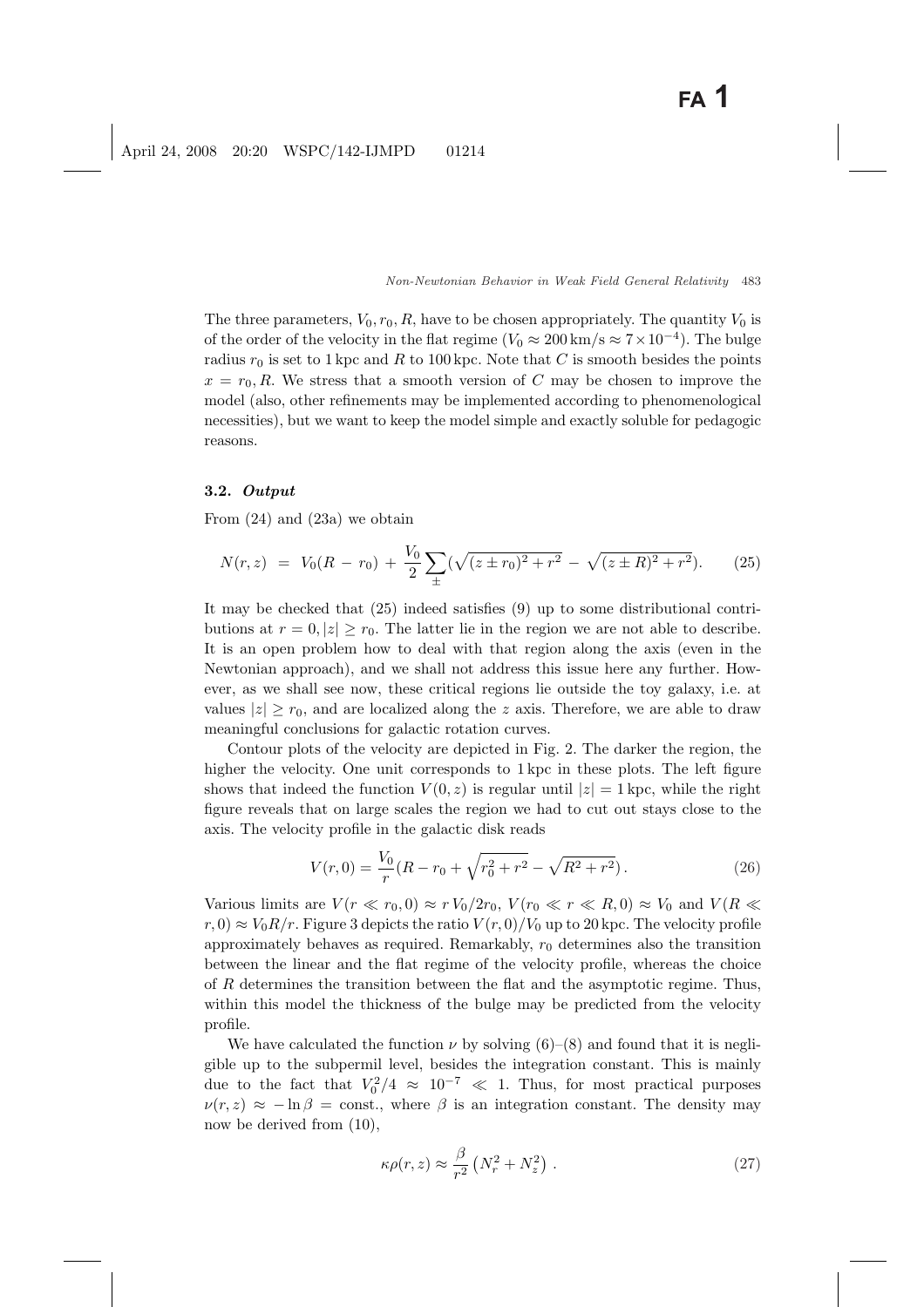The three parameters, $V_0, r_0, R$, have to be chosen appropriately. The quantity $V_0$ is of the order of the velocity in the flat regime ($V_0 \approx 200\,\text{km/s} \approx 7\times 10^{-4}$). The bulge radius $r_0$ is set to 1 kpc and $R$ to 100 kpc. Note that $C$ is smooth besides the points $x = r_0, R$. We stress that a smooth version of $C$ may be chosen to improve the model (also, other refinements may be implemented according to phenomenological necessities), but we want to keep the model simple and exactly soluble for pedagogic reasons.

### 3.2. *Output*

From (24) and (23a) we obtain

$$N(r,z) \;=\; V_0(R\,-\,r_0)\,+\,\frac{V_0}{2}\sum_{\pm}(\sqrt{(z\pm r_0)^2+r^2}\,-\,\sqrt{(z\pm R)^2+r^2}). \tag{25}$$

It may be checked that (25) indeed satisfies (9) up to some distributional contributions at $r=0, |z|\geq r_0$. The latter lie in the region we are not able to describe. It is an open problem how to deal with that region along the axis (even in the Newtonian approach), and we shall not address this issue here any further. However, as we shall see now, these critical regions lie outside the toy galaxy, i.e. at values $|z|\geq r_0$, and are localized along the $z$ axis. Therefore, we are able to draw meaningful conclusions for galactic rotation curves.

Contour plots of the velocity are depicted in Fig. 2. The darker the region, the higher the velocity. One unit corresponds to 1 kpc in these plots. The left figure shows that indeed the function $V(0,z)$ is regular until $|z| = 1$ kpc, while the right figure reveals that on large scales the region we had to cut out stays close to the axis. The velocity profile in the galactic disk reads

$$V(r,0) = \frac{V_0}{r}(R - r_0 + \sqrt{r_0^2+r^2} - \sqrt{R^2+r^2})\,. \tag{26}$$

Various limits are $V(r\ll r_0, 0)\approx r\,V_0/2r_0$, $V(r_0\ll r\ll R, 0)\approx V_0$ and $V(R\ll r, 0)\approx V_0R/r$. Figure 3 depicts the ratio $V(r,0)/V_0$ up to 20 kpc. The velocity profile approximately behaves as required. Remarkably, $r_0$ determines also the transition between the linear and the flat regime of the velocity profile, whereas the choice of $R$ determines the transition between the flat and the asymptotic regime. Thus, within this model the thickness of the bulge may be predicted from the velocity profile.

We have calculated the function $\nu$ by solving (6)–(8) and found that it is negligible up to the subpermil level, besides the integration constant. This is mainly due to the fact that $V_0^2/4 \approx 10^{-7} \ll 1$. Thus, for most practical purposes $\nu(r,z)\approx -\ln\beta = \text{const.}$, where $\beta$ is an integration constant. The density may now be derived from (10),

$$\kappa\rho(r,z)\approx\frac{\beta}{r^2}\left(N_r^2+N_z^2\right)\,. \tag{27}$$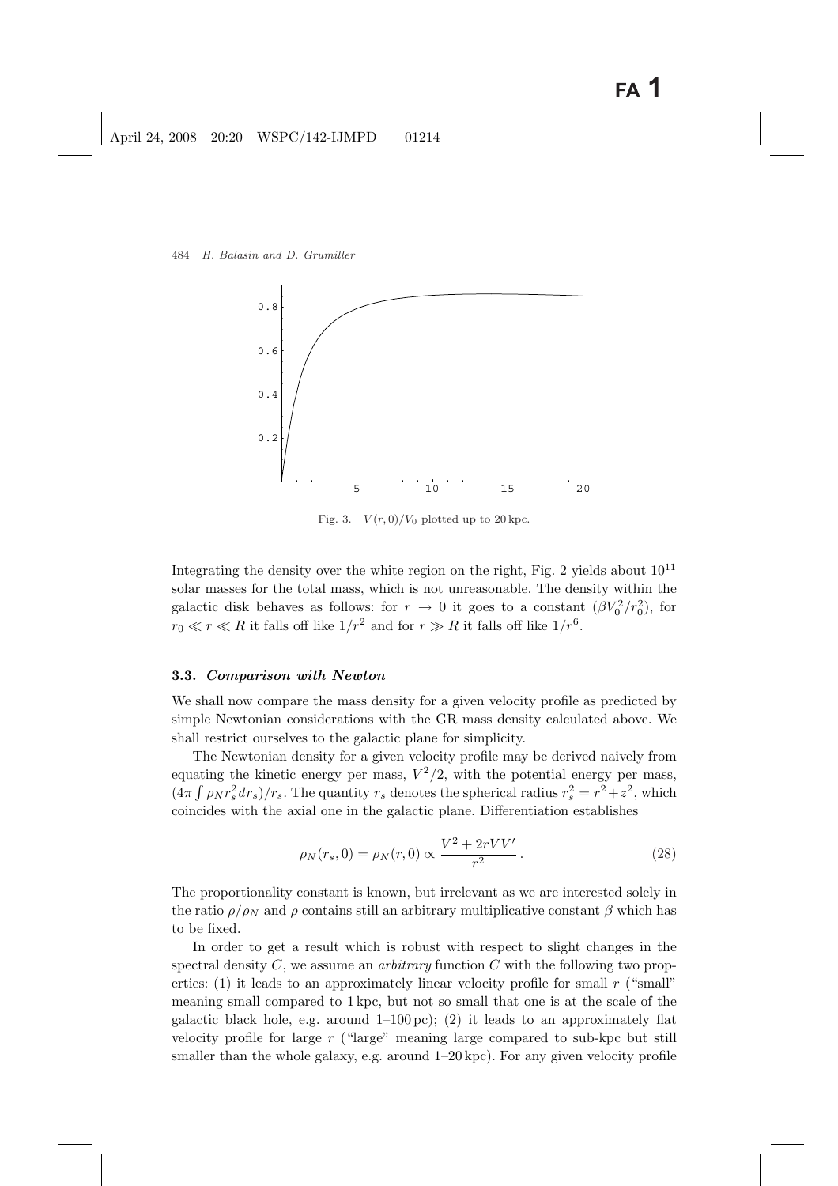Fig. 3. $V(r,0)/V_0$ plotted up to 20 kpc.

Integrating the density over the white region on the right, Fig. 2 yields about $10^{11}$ solar masses for the total mass, which is not unreasonable. The density within the galactic disk behaves as follows: for $r \to 0$ it goes to a constant $(\beta V_0^2/r_0^2)$, for $r_0 \ll r \ll R$ it falls off like $1/r^2$ and for $r \gg R$ it falls off like $1/r^6$.

### 3.3. *Comparison with Newton*

We shall now compare the mass density for a given velocity profile as predicted by simple Newtonian considerations with the GR mass density calculated above. We shall restrict ourselves to the galactic plane for simplicity.

The Newtonian density for a given velocity profile may be derived naively from equating the kinetic energy per mass, $V^2/2$, with the potential energy per mass, $(4\pi \int \rho_N r_s^2 dr_s)/r_s$. The quantity $r_s$ denotes the spherical radius $r_s^2 = r^2 + z^2$, which coincides with the axial one in the galactic plane. Differentiation establishes

$$\rho_N(r_s, 0) = \rho_N(r, 0) \propto \frac{V^2 + 2rVV'}{r^2}\,. \tag{28}$$

The proportionality constant is known, but irrelevant as we are interested solely in the ratio $\rho/\rho_N$ and $\rho$ contains still an arbitrary multiplicative constant $\beta$ which has to be fixed.

In order to get a result which is robust with respect to slight changes in the spectral density $C$, we assume an *arbitrary* function $C$ with the following two properties: (1) it leads to an approximately linear velocity profile for small $r$ ("small" meaning small compared to 1 kpc, but not so small that one is at the scale of the galactic black hole, e.g. around 1–100 pc); (2) it leads to an approximately flat velocity profile for large $r$ ("large" meaning large compared to sub-kpc but still smaller than the whole galaxy, e.g. around 1–20 kpc). For any given velocity profile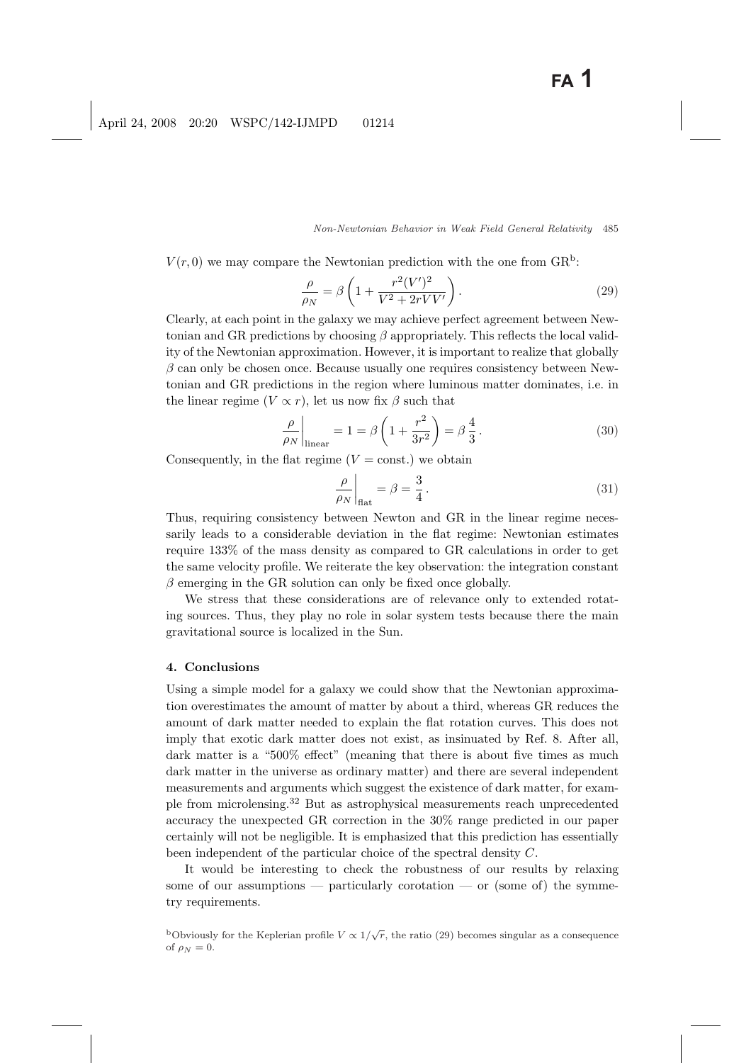$V(r,0)$ we may compare the Newtonian prediction with the one from GR[b]:

$$\frac{\rho}{\rho_N} = \beta \left(1 + \frac{r^2(V')^2}{V^2 + 2rVV'}\right). \tag{29}$$

Clearly, at each point in the galaxy we may achieve perfect agreement between Newtonian and GR predictions by choosing $\beta$ appropriately. This reflects the local validity of the Newtonian approximation. However, it is important to realize that globally $\beta$ can only be chosen once. Because usually one requires consistency between Newtonian and GR predictions in the region where luminous matter dominates, i.e. in the linear regime ($V \propto r$), let us now fix $\beta$ such that

$$\left.\frac{\rho}{\rho_N}\right|_{\text{linear}} = 1 = \beta\left(1 + \frac{r^2}{3r^2}\right) = \beta\,\frac{4}{3}\,. \tag{30}$$

Consequently, in the flat regime ($V = \text{const.}$) we obtain

$$\left.\frac{\rho}{\rho_N}\right|_{\text{flat}} = \beta = \frac{3}{4}\,. \tag{31}$$

Thus, requiring consistency between Newton and GR in the linear regime necessarily leads to a considerable deviation in the flat regime: Newtonian estimates require 133% of the mass density as compared to GR calculations in order to get the same velocity profile. We reiterate the key observation: the integration constant $\beta$ emerging in the GR solution can only be fixed once globally.

We stress that these considerations are of relevance only to extended rotating sources. Thus, they play no role in solar system tests because there the main gravitational source is localized in the Sun.

## 4. Conclusions

Using a simple model for a galaxy we could show that the Newtonian approximation overestimates the amount of matter by about a third, whereas GR reduces the amount of dark matter needed to explain the flat rotation curves. This does not imply that exotic dark matter does not exist, as insinuated by Ref. 8. After all, dark matter is a "500% effect" (meaning that there is about five times as much dark matter in the universe as ordinary matter) and there are several independent measurements and arguments which suggest the existence of dark matter, for example from microlensing.[32] But as astrophysical measurements reach unprecedented accuracy the unexpected GR correction in the 30% range predicted in our paper certainly will not be negligible. It is emphasized that this prediction has essentially been independent of the particular choice of the spectral density $C$.

It would be interesting to check the robustness of our results by relaxing some of our assumptions — particularly corotation — or (some of) the symmetry requirements.

[b]Obviously for the Keplerian profile $V \propto 1/\sqrt{r}$, the ratio (29) becomes singular as a consequence of $\rho_N = 0$.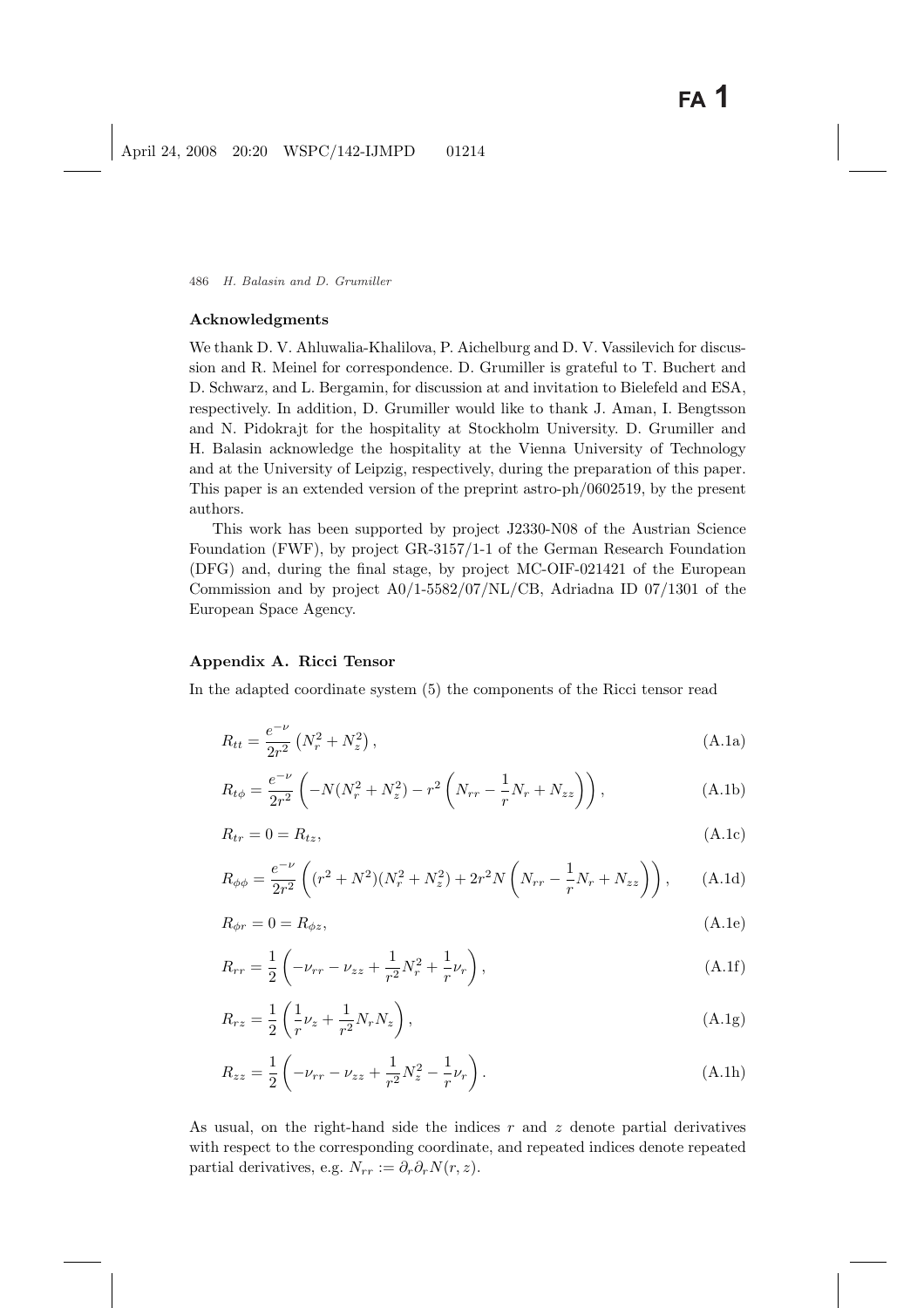### Acknowledgments

We thank D. V. Ahluwalia-Khalilova, P. Aichelburg and D. V. Vassilevich for discussion and R. Meinel for correspondence. D. Grumiller is grateful to T. Buchert and D. Schwarz, and L. Bergamin, for discussion at and invitation to Bielefeld and ESA, respectively. In addition, D. Grumiller would like to thank J. Aman, I. Bengtsson and N. Pidokrajt for the hospitality at Stockholm University. D. Grumiller and H. Balasin acknowledge the hospitality at the Vienna University of Technology and at the University of Leipzig, respectively, during the preparation of this paper. This paper is an extended version of the preprint astro-ph/0602519, by the present authors.

This work has been supported by project J2330-N08 of the Austrian Science Foundation (FWF), by project GR-3157/1-1 of the German Research Foundation (DFG) and, during the final stage, by project MC-OIF-021421 of the European Commission and by project A0/1-5582/07/NL/CB, Adriadna ID 07/1301 of the European Space Agency.

### Appendix A. Ricci Tensor

In the adapted coordinate system (5) the components of the Ricci tensor read

$$R_{tt} = \frac{e^{-\nu}}{2r^2}\left(N_r^2 + N_z^2\right), \tag{A.1a}$$

$$R_{t\phi} = \frac{e^{-\nu}}{2r^2}\left(-N(N_r^2 + N_z^2) - r^2\left(N_{rr} - \frac{1}{r}N_r + N_{zz}\right)\right), \tag{A.1b}$$

$$R_{tr} = 0 = R_{tz}, \tag{A.1c}$$

$$R_{\phi\phi} = \frac{e^{-\nu}}{2r^2}\left((r^2 + N^2)(N_r^2 + N_z^2) + 2r^2 N\left(N_{rr} - \frac{1}{r}N_r + N_{zz}\right)\right), \tag{A.1d}$$

$$R_{\phi r} = 0 = R_{\phi z}, \tag{A.1e}$$

$$R_{rr} = \frac{1}{2}\left(-\nu_{rr} - \nu_{zz} + \frac{1}{r^2}N_r^2 + \frac{1}{r}\nu_r\right), \tag{A.1f}$$

$$R_{rz} = \frac{1}{2}\left(\frac{1}{r}\nu_z + \frac{1}{r^2}N_r N_z\right), \tag{A.1g}$$

$$R_{zz} = \frac{1}{2}\left(-\nu_{rr} - \nu_{zz} + \frac{1}{r^2}N_z^2 - \frac{1}{r}\nu_r\right). \tag{A.1h}$$

As usual, on the right-hand side the indices $r$ and $z$ denote partial derivatives with respect to the corresponding coordinate, and repeated indices denote repeated partial derivatives, e.g. $N_{rr} := \partial_r \partial_r N(r, z)$.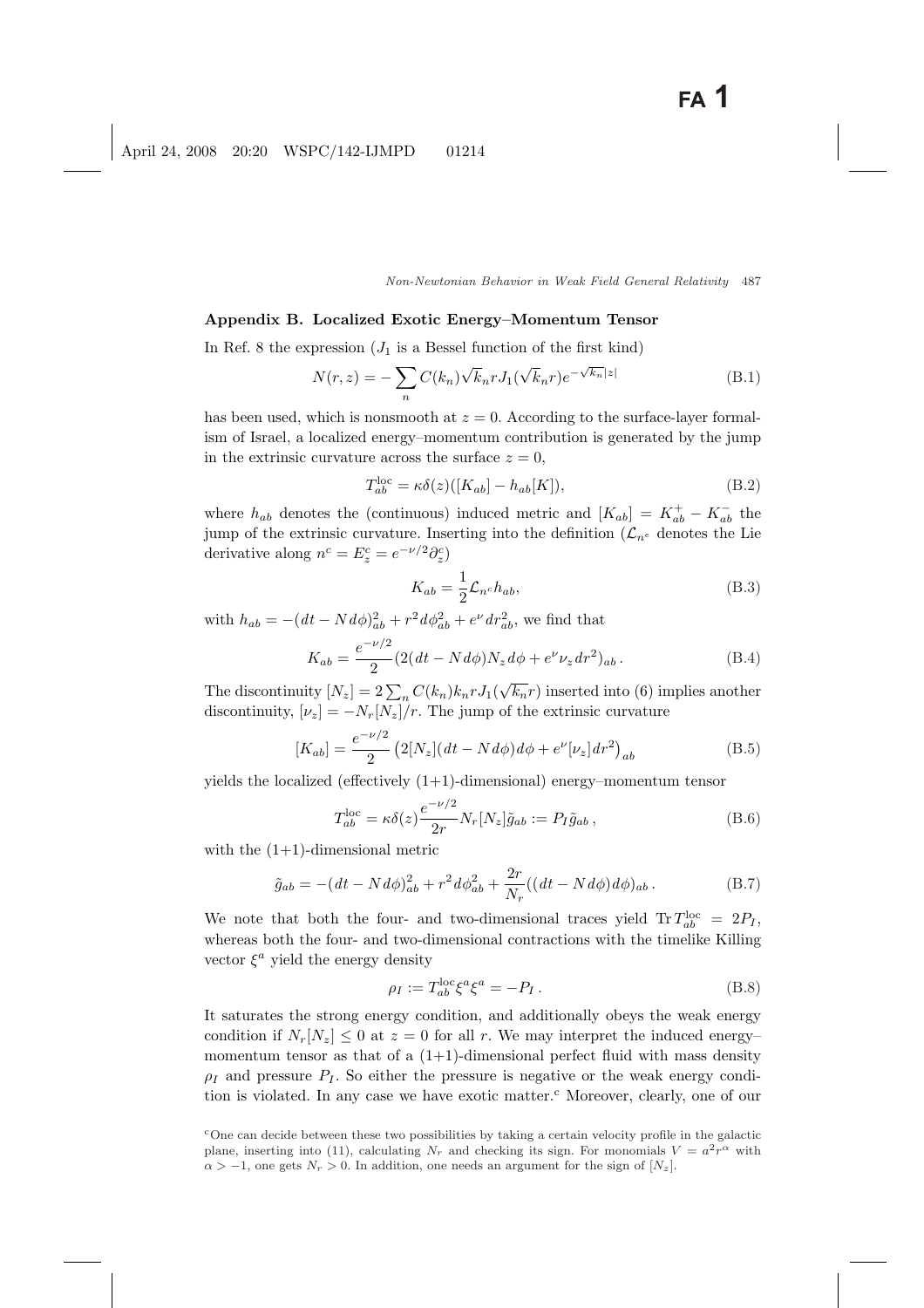## Appendix B. Localized Exotic Energy–Momentum Tensor

In Ref. 8 the expression ($J_1$ is a Bessel function of the first kind)

$$N(r,z) = -\sum_n C(k_n)\sqrt{k_n}rJ_1(\sqrt{k_n}r)e^{-\sqrt{k_n}|z|} \tag{B.1}$$

has been used, which is nonsmooth at $z = 0$. According to the surface-layer formalism of Israel, a localized energy–momentum contribution is generated by the jump in the extrinsic curvature across the surface $z = 0$,

$$T_{ab}^{\text{loc}} = \kappa\delta(z)([K_{ab}] - h_{ab}[K]), \tag{B.2}$$

where $h_{ab}$ denotes the (continuous) induced metric and $[K_{ab}] = K_{ab}^+ - K_{ab}^-$ the jump of the extrinsic curvature. Inserting into the definition ($\mathcal{L}_{n^c}$ denotes the Lie derivative along $n^c = E_z^c = e^{-\nu/2}\partial_z^c$)

$$K_{ab} = \frac{1}{2}\mathcal{L}_{n^c}h_{ab}, \tag{B.3}$$

with $h_{ab} = -(dt - N\,d\phi)_{ab}^2 + r^2 d\phi_{ab}^2 + e^{\nu}dr_{ab}^2$, we find that

$$K_{ab} = \frac{e^{-\nu/2}}{2}(2(dt - N\,d\phi)N_z\,d\phi + e^{\nu}\nu_z\,dr^2)_{ab}\,. \tag{B.4}$$

The discontinuity $[N_z] = 2\sum_n C(k_n)k_n rJ_1(\sqrt{k_n}r)$ inserted into (6) implies another discontinuity, $[\nu_z] = -N_r[N_z]/r$. The jump of the extrinsic curvature

$$[K_{ab}] = \frac{e^{-\nu/2}}{2}\left(2[N_z](dt - N\,d\phi)d\phi + e^{\nu}[\nu_z]\,dr^2\right)_{ab} \tag{B.5}$$

yields the localized (effectively (1+1)-dimensional) energy–momentum tensor

$$T_{ab}^{\text{loc}} = \kappa\delta(z)\frac{e^{-\nu/2}}{2r}N_r[N_z]\tilde{g}_{ab} := P_I\tilde{g}_{ab}\,, \tag{B.6}$$

with the (1+1)-dimensional metric

$$\tilde{g}_{ab} = -(dt - N\,d\phi)_{ab}^2 + r^2 d\phi_{ab}^2 + \frac{2r}{N_r}((dt - N\,d\phi)d\phi)_{ab}\,. \tag{B.7}$$

We note that both the four- and two-dimensional traces yield $\operatorname{Tr} T_{ab}^{\text{loc}} = 2P_I$, whereas both the four- and two-dimensional contractions with the timelike Killing vector $\xi^a$ yield the energy density

$$\rho_I := T_{ab}^{\text{loc}}\xi^a\xi^a = -P_I\,. \tag{B.8}$$

It saturates the strong energy condition, and additionally obeys the weak energy condition if $N_r[N_z] \leq 0$ at $z = 0$ for all $r$. We may interpret the induced energy–momentum tensor as that of a (1+1)-dimensional perfect fluid with mass density $\rho_I$ and pressure $P_I$. So either the pressure is negative or the weak energy condition is violated. In any case we have exotic matter.[c] Moreover, clearly, one of our

[c] One can decide between these two possibilities by taking a certain velocity profile in the galactic plane, inserting into (11), calculating $N_r$ and checking its sign. For monomials $V = a^2r^\alpha$ with $\alpha > -1$, one gets $N_r > 0$. In addition, one needs an argument for the sign of $[N_z]$.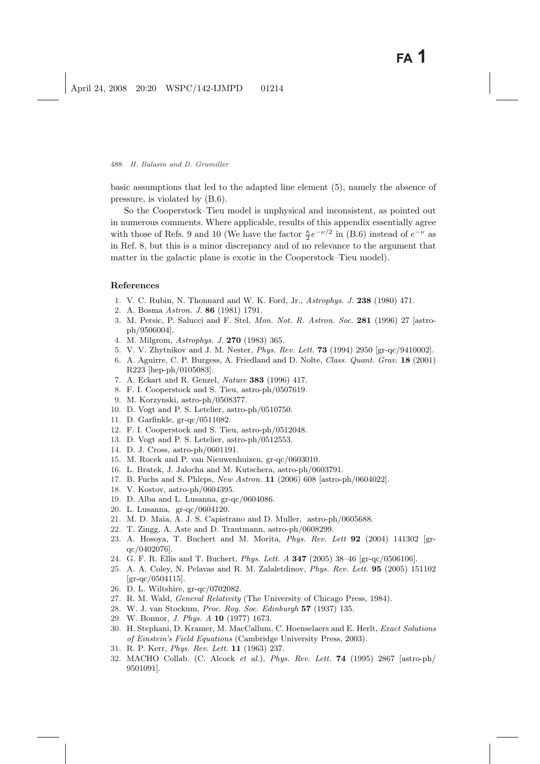basic assumptions that led to the adapted line element (5), namely the absence of pressure, is violated by (B.6).

So the Cooperstock–Tieu model is unphysical and inconsistent, as pointed out in numerous comments. Where applicable, results of this appendix essentially agree with those of Refs. 9 and 10 (We have the factor $\frac{\kappa}{2}e^{-\nu/2}$ in (B.6) instead of $e^{-\nu}$ as in Ref. 8, but this is a minor discrepancy and of no relevance to the argument that matter in the galactic plane is exotic in the Cooperstock–Tieu model).

## References

1. V. C. Rubin, N. Thonnard and W. K. Ford, Jr., *Astrophys. J.* **238** (1980) 471.
2. A. Bosma *Astron. J.* **86** (1981) 1791.
3. M. Persic, P. Salucci and F. Stel, *Mon. Not. R. Astron. Soc.* **281** (1996) 27 [astro-ph/9506004].
4. M. Milgrom, *Astrophys. J.* **270** (1983) 365.
5. V. V. Zhytnikov and J. M. Nester, *Phys. Rev. Lett.* **73** (1994) 2950 [gr-qc/9410002].
6. A. Aguirre, C. P. Burgess, A. Friedland and D. Nolte, *Class. Quant. Grav.* **18** (2001) R223 [hep-ph/0105083].
7. A. Eckart and R. Genzel, *Nature* **383** (1996) 417.
8. F. I. Cooperstock and S. Tieu, astro-ph/0507619.
9. M. Korzynski, astro-ph/0508377.
10. D. Vogt and P. S. Letelier, astro-ph/0510750.
11. D. Garfinkle, gr-qc/0511082.
12. F. I. Cooperstock and S. Tieu, astro-ph/0512048.
13. D. Vogt and P. S. Letelier, astro-ph/0512553.
14. D. J. Cross, astro-ph/0601191.
15. M. Rocek and P. van Nieuwenhuizen, gr-qc/0603010.
16. L. Bratek, J. Jalocha and M. Kutschera, astro-ph/0603791.
17. B. Fuchs and S. Phleps, *New Astron.* **11** (2006) 608 [astro-ph/0604022].
18. V. Kostov, astro-ph/0604395.
19. D. Alba and L. Lusanna, gr-qc/0604086.
20. L. Lusanna, gr-qc/0604120.
21. M. D. Maia, A. J. S. Capistrano and D. Muller, astro-ph/0605688.
22. T. Zingg, A. Aste and D. Trautmann, astro-ph/0608299.
23. A. Hosoya, T. Buchert and M. Morita, *Phys. Rev. Lett* **92** (2004) 141302 [gr-qc/0402076].
24. G. F. R. Ellis and T. Buchert, *Phys. Lett. A* **347** (2005) 38–46 [gr-qc/0506106].
25. A. A. Coley, N. Pelavas and R. M. Zalaletdinov, *Phys. Rev. Lett.* **95** (2005) 151102 [gr-qc/0504115].
26. D. L. Wiltshire, gr-qc/0702082.
27. R. M. Wald, *General Relativity* (The University of Chicago Press, 1984).
28. W. J. van Stockum, *Proc. Roy. Soc. Edinburgh* **57** (1937) 135.
29. W. Bonnor, *J. Phys. A* **10** (1977) 1673.
30. H. Stephani, D. Kramer, M. MacCallum, C. Hoenselaers and E. Herlt, *Exact Solutions of Einstein's Field Equations* (Cambridge University Press, 2003).
31. R. P. Kerr, *Phys. Rev. Lett.* **11** (1963) 237.
32. MACHO Collab. (C. Alcock *et al.*), *Phys. Rev. Lett.* **74** (1995) 2867 [astro-ph/9501091].